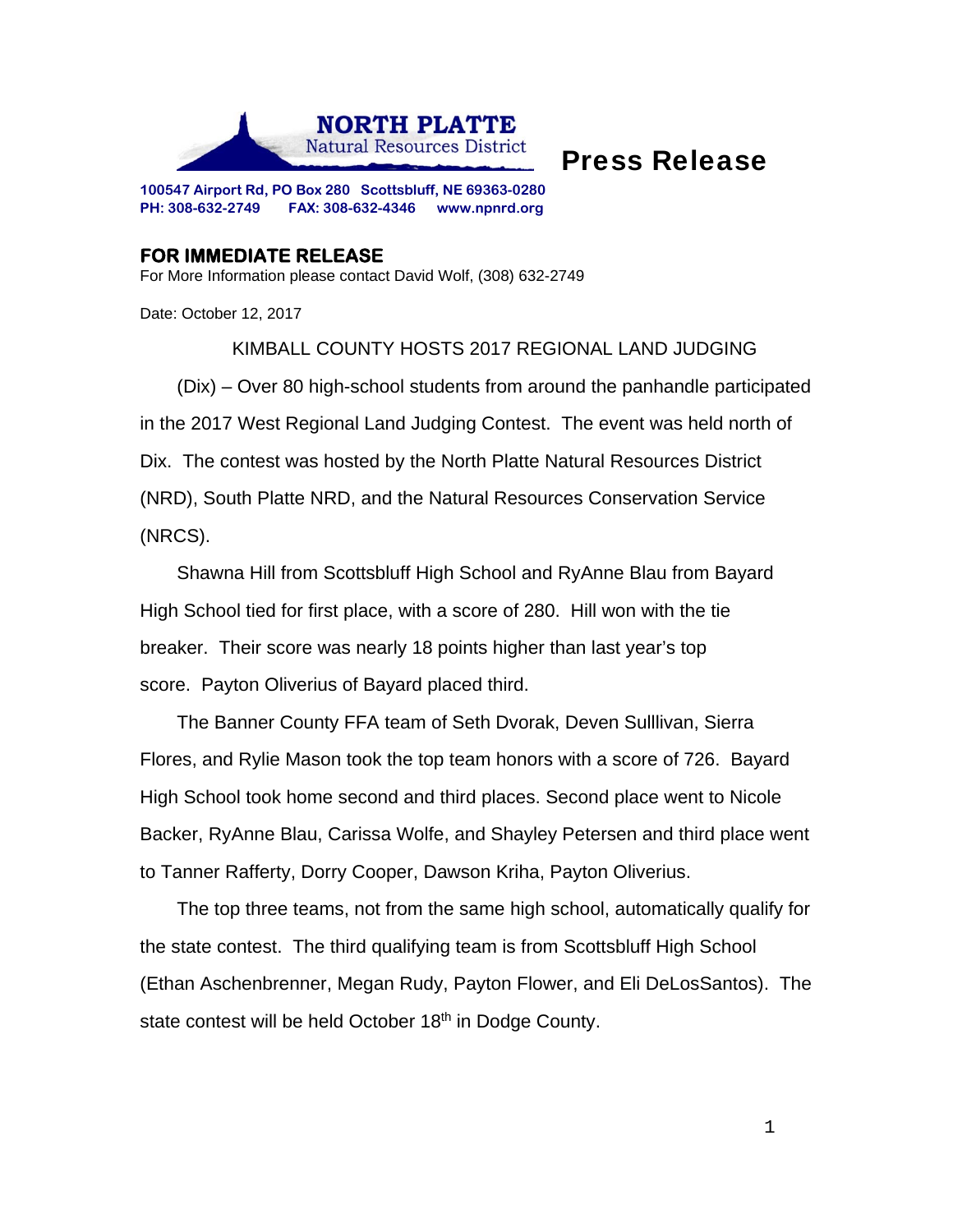**NORTH PLATTE**
Natural Resources District

# Press Release

**100547 Airport Rd, PO Box 280 Scottsbluff, NE 69363-0280**
**PH: 308-632-2749 FAX: 308-632-4346 www.npnrd.org**

**FOR IMMEDIATE RELEASE**
For More Information please contact David Wolf, (308) 632-2749

Date: October 12, 2017

## KIMBALL COUNTY HOSTS 2017 REGIONAL LAND JUDGING

(Dix) – Over 80 high-school students from around the panhandle participated in the 2017 West Regional Land Judging Contest. The event was held north of Dix. The contest was hosted by the North Platte Natural Resources District (NRD), South Platte NRD, and the Natural Resources Conservation Service (NRCS).

Shawna Hill from Scottsbluff High School and RyAnne Blau from Bayard High School tied for first place, with a score of 280. Hill won with the tie breaker. Their score was nearly 18 points higher than last year's top score. Payton Oliverius of Bayard placed third.

The Banner County FFA team of Seth Dvorak, Deven Sulllivan, Sierra Flores, and Rylie Mason took the top team honors with a score of 726. Bayard High School took home second and third places. Second place went to Nicole Backer, RyAnne Blau, Carissa Wolfe, and Shayley Petersen and third place went to Tanner Rafferty, Dorry Cooper, Dawson Kriha, Payton Oliverius.

The top three teams, not from the same high school, automatically qualify for the state contest. The third qualifying team is from Scottsbluff High School (Ethan Aschenbrenner, Megan Rudy, Payton Flower, and Eli DeLosSantos). The state contest will be held October 18th in Dodge County.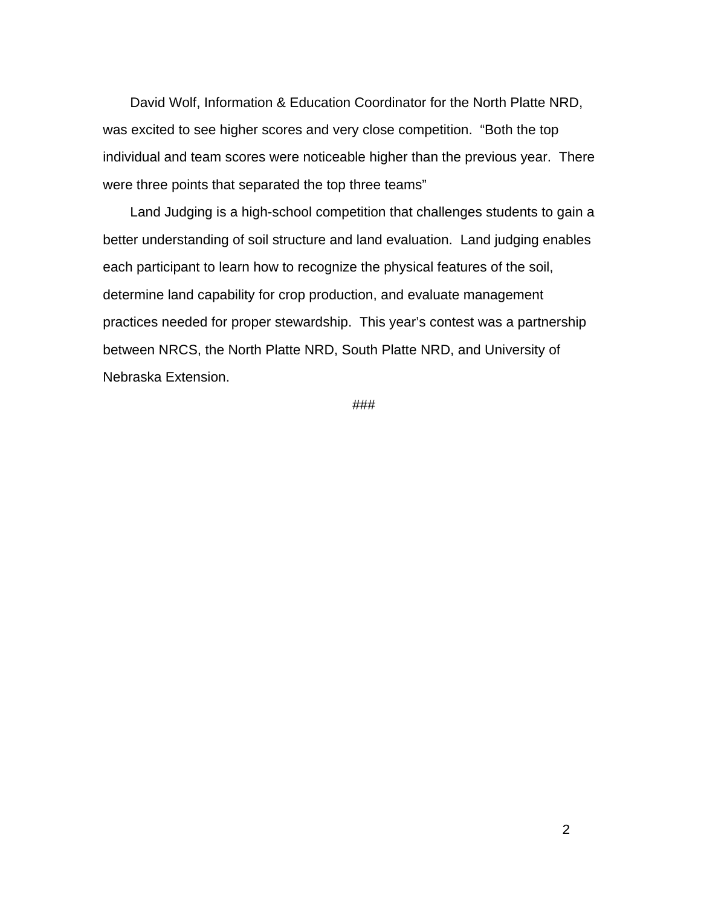David Wolf, Information & Education Coordinator for the North Platte NRD, was excited to see higher scores and very close competition. "Both the top individual and team scores were noticeable higher than the previous year. There were three points that separated the top three teams"

Land Judging is a high-school competition that challenges students to gain a better understanding of soil structure and land evaluation. Land judging enables each participant to learn how to recognize the physical features of the soil, determine land capability for crop production, and evaluate management practices needed for proper stewardship. This year's contest was a partnership between NRCS, the North Platte NRD, South Platte NRD, and University of Nebraska Extension.

###